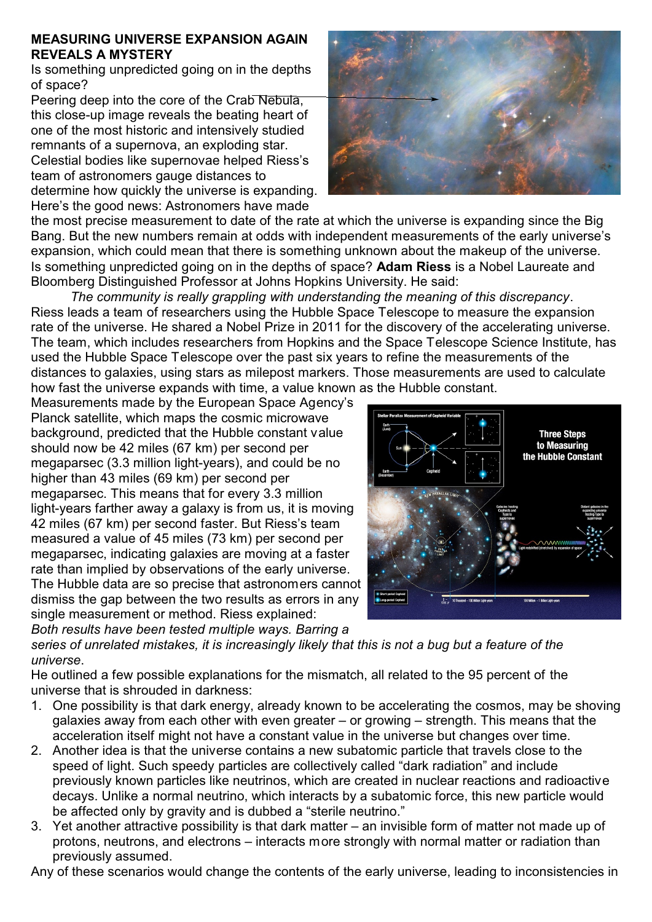**MEASURING UNIVERSE EXPANSION AGAIN REVEALS A MYSTERY**

Is something unpredicted going on in the depths of space?

Peering deep into the core of the Crab Nebula, this close-up image reveals the beating heart of one of the most historic and intensively studied remnants of a supernova, an exploding star. Celestial bodies like supernovae helped Riess's team of astronomers gauge distances to determine how quickly the universe is expanding.

Here's the good news: Astronomers have made the most precise measurement to date of the rate at which the universe is expanding since the Big Bang. But the new numbers remain at odds with independent measurements of the early universe's expansion, which could mean that there is something unknown about the makeup of the universe. Is something unpredicted going on in the depths of space? **Adam Riess** is a Nobel Laureate and Bloomberg Distinguished Professor at Johns Hopkins University. He said:

*The community is really grappling with understanding the meaning of this discrepancy*.

Riess leads a team of researchers using the Hubble Space Telescope to measure the expansion rate of the universe. He shared a Nobel Prize in 2011 for the discovery of the accelerating universe. The team, which includes researchers from Hopkins and the Space Telescope Science Institute, has used the Hubble Space Telescope over the past six years to refine the measurements of the distances to galaxies, using stars as milepost markers. Those measurements are used to calculate how fast the universe expands with time, a value known as the Hubble constant.

Measurements made by the European Space Agency's Planck satellite, which maps the cosmic microwave background, predicted that the Hubble constant value should now be 42 miles (67 km) per second per megaparsec (3.3 million light-years), and could be no higher than 43 miles (69 km) per second per megaparsec. This means that for every 3.3 million light-years farther away a galaxy is from us, it is moving 42 miles (67 km) per second faster. But Riess's team measured a value of 45 miles (73 km) per second per megaparsec, indicating galaxies are moving at a faster rate than implied by observations of the early universe. The Hubble data are so precise that astronomers cannot dismiss the gap between the two results as errors in any single measurement or method. Riess explained:

*Both results have been tested multiple ways. Barring a series of unrelated mistakes, it is increasingly likely that this is not a bug but a feature of the universe*.

He outlined a few possible explanations for the mismatch, all related to the 95 percent of the universe that is shrouded in darkness:

1. One possibility is that dark energy, already known to be accelerating the cosmos, may be shoving galaxies away from each other with even greater – or growing – strength. This means that the acceleration itself might not have a constant value in the universe but changes over time.
2. Another idea is that the universe contains a new subatomic particle that travels close to the speed of light. Such speedy particles are collectively called "dark radiation" and include previously known particles like neutrinos, which are created in nuclear reactions and radioactive decays. Unlike a normal neutrino, which interacts by a subatomic force, this new particle would be affected only by gravity and is dubbed a "sterile neutrino."
3. Yet another attractive possibility is that dark matter – an invisible form of matter not made up of protons, neutrons, and electrons – interacts more strongly with normal matter or radiation than previously assumed.

Any of these scenarios would change the contents of the early universe, leading to inconsistencies in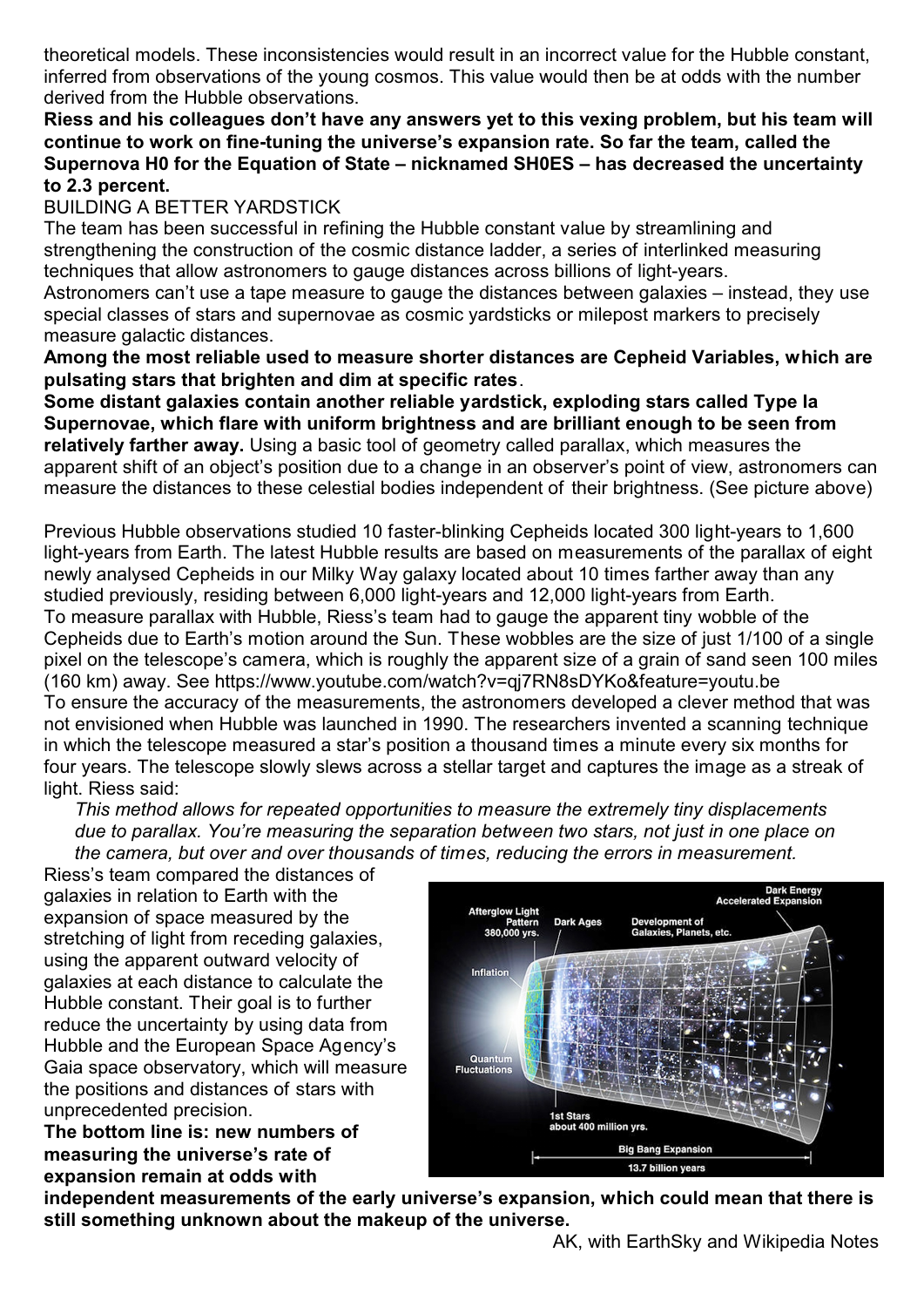theoretical models. These inconsistencies would result in an incorrect value for the Hubble constant, inferred from observations of the young cosmos. This value would then be at odds with the number derived from the Hubble observations.

**Riess and his colleagues don't have any answers yet to this vexing problem, but his team will continue to work on fine-tuning the universe's expansion rate. So far the team, called the Supernova H0 for the Equation of State – nicknamed SH0ES – has decreased the uncertainty to 2.3 percent.**

BUILDING A BETTER YARDSTICK

The team has been successful in refining the Hubble constant value by streamlining and strengthening the construction of the cosmic distance ladder, a series of interlinked measuring techniques that allow astronomers to gauge distances across billions of light-years.

Astronomers can't use a tape measure to gauge the distances between galaxies – instead, they use special classes of stars and supernovae as cosmic yardsticks or milepost markers to precisely measure galactic distances.

**Among the most reliable used to measure shorter distances are Cepheid Variables, which are pulsating stars that brighten and dim at specific rates**.

**Some distant galaxies contain another reliable yardstick, exploding stars called Type Ia Supernovae, which flare with uniform brightness and are brilliant enough to be seen from relatively farther away.** Using a basic tool of geometry called parallax, which measures the apparent shift of an object's position due to a change in an observer's point of view, astronomers can measure the distances to these celestial bodies independent of their brightness. (See picture above)

Previous Hubble observations studied 10 faster-blinking Cepheids located 300 light-years to 1,600 light-years from Earth. The latest Hubble results are based on measurements of the parallax of eight newly analysed Cepheids in our Milky Way galaxy located about 10 times farther away than any studied previously, residing between 6,000 light-years and 12,000 light-years from Earth.

To measure parallax with Hubble, Riess's team had to gauge the apparent tiny wobble of the Cepheids due to Earth's motion around the Sun. These wobbles are the size of just 1/100 of a single pixel on the telescope's camera, which is roughly the apparent size of a grain of sand seen 100 miles (160 km) away. See https://www.youtube.com/watch?v=qj7RN8sDYKo&feature=youtu.be

To ensure the accuracy of the measurements, the astronomers developed a clever method that was not envisioned when Hubble was launched in 1990. The researchers invented a scanning technique in which the telescope measured a star's position a thousand times a minute every six months for four years. The telescope slowly slews across a stellar target and captures the image as a streak of light. Riess said:

> *This method allows for repeated opportunities to measure the extremely tiny displacements due to parallax. You're measuring the separation between two stars, not just in one place on the camera, but over and over thousands of times, reducing the errors in measurement.*

Riess's team compared the distances of galaxies in relation to Earth with the expansion of space measured by the stretching of light from receding galaxies, using the apparent outward velocity of galaxies at each distance to calculate the Hubble constant. Their goal is to further reduce the uncertainty by using data from Hubble and the European Space Agency's Gaia space observatory, which will measure the positions and distances of stars with unprecedented precision.

Dark Energy Accelerated Expansion
Afterglow Light Pattern 380,000 yrs.
Dark Ages
Development of Galaxies, Planets, etc.
Inflation
Quantum Fluctuations
1st Stars about 400 million yrs.
Big Bang Expansion
13.7 billion years

**The bottom line is: new numbers of measuring the universe's rate of expansion remain at odds with independent measurements of the early universe's expansion, which could mean that there is still something unknown about the makeup of the universe.**

AK, with EarthSky and Wikipedia Notes